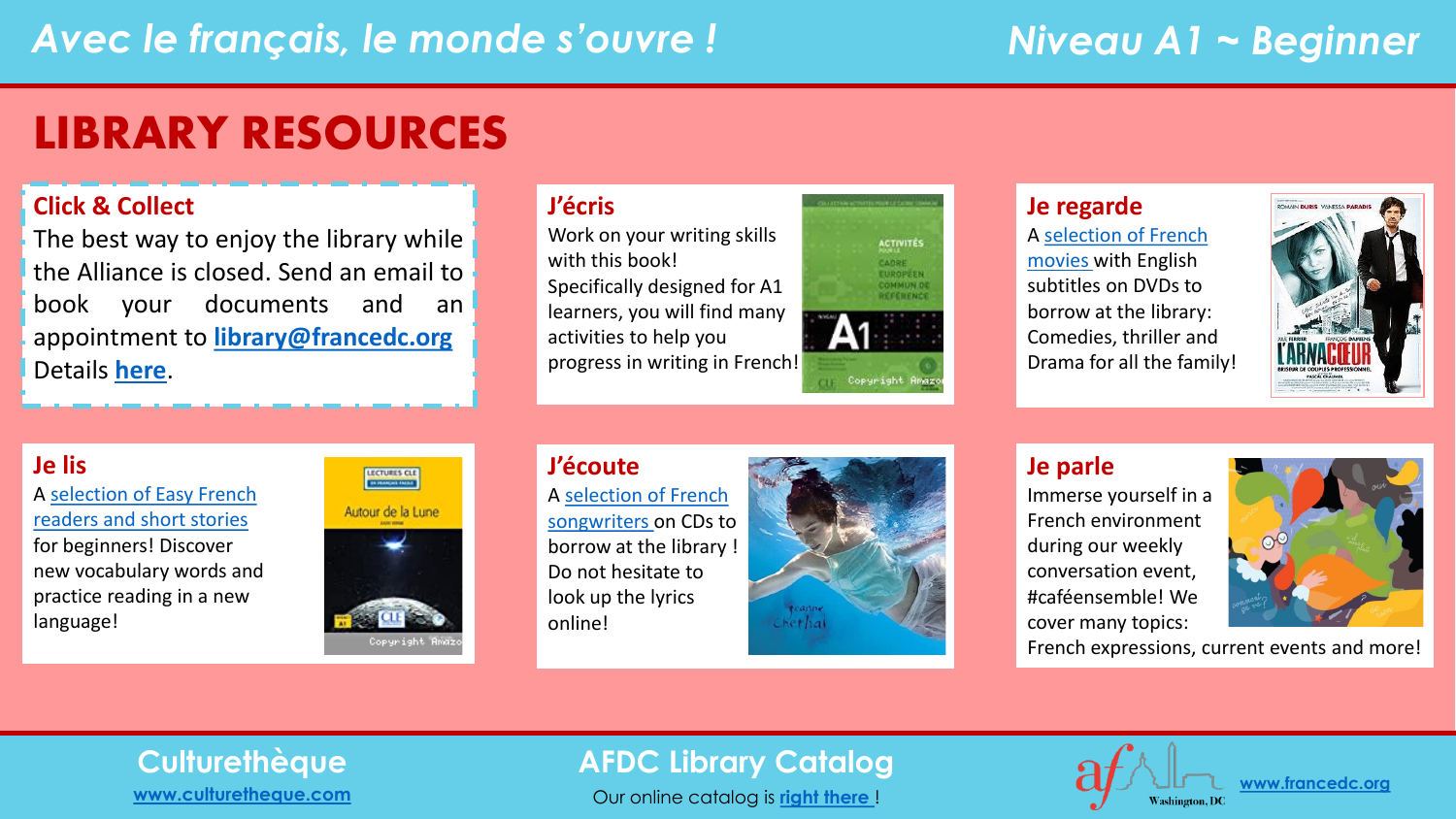*Avec le français, le monde s'ouvre !*

*Niveau A1 ~ Beginner*

# LIBRARY RESOURCES

## Click & Collect

The best way to enjoy the library while the Alliance is closed. Send an email to book your documents and an appointment to **library@francedc.org**

Details **here**.

## J'écris

Work on your writing skills with this book!

Specifically designed for A1 learners, you will find many activities to help you progress in writing in French!

## Je regarde

A selection of French movies with English subtitles on DVDs to borrow at the library: Comedies, thriller and Drama for all the family!

## Je lis

A selection of Easy French readers and short stories for beginners! Discover new vocabulary words and practice reading in a new language!

## J'écoute

A selection of French songwriters on CDs to borrow at the library ! Do not hesitate to look up the lyrics online!

## Je parle

Immerse yourself in a French environment during our weekly conversation event, #caféensemble! We cover many topics: French expressions, current events and more!

---

**Culturethèque**

www.culturetheque.com

**AFDC Library Catalog**

Our online catalog is right there !

www.francedc.org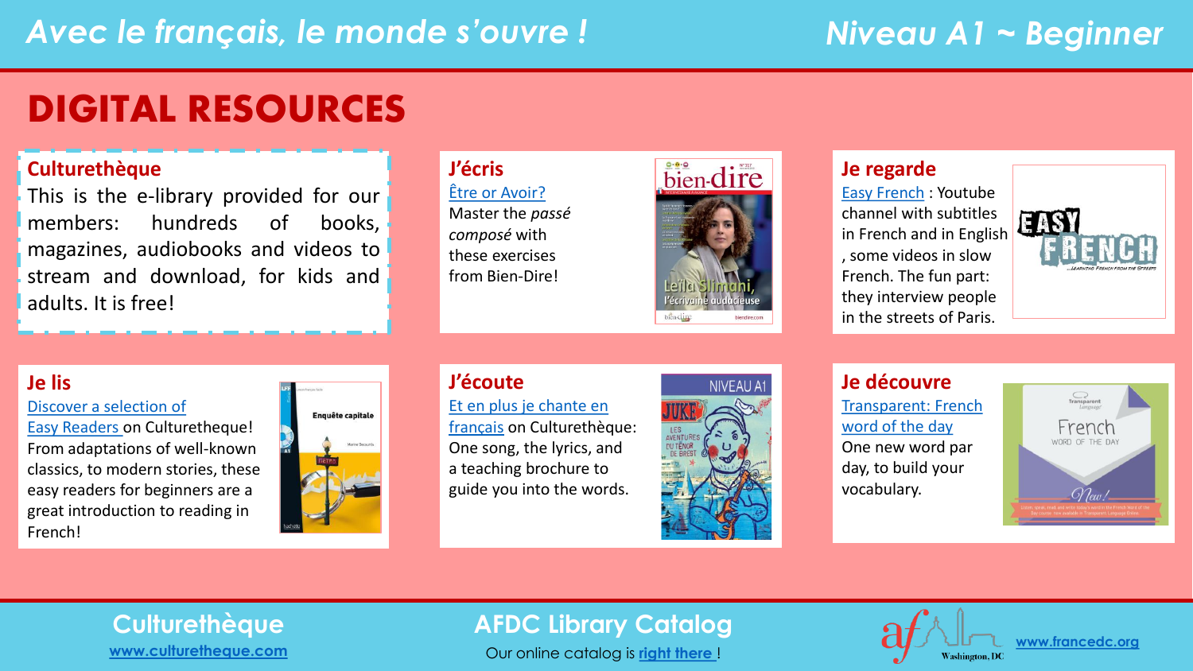Avec le français, le monde s'ouvre !

Niveau A1 ~ Beginner

# DIGITAL RESOURCES

## Culturethèque

This is the e-library provided for our members: hundreds of books, magazines, audiobooks and videos to stream and download, for kids and adults. It is free!

## J'écris

Être or Avoir?

Master the *passé composé* with these exercises from Bien-Dire!

## Je regarde

Easy French : Youtube channel with subtitles in French and in English , some videos in slow French. The fun part: they interview people in the streets of Paris.

## Je lis

Discover a selection of Easy Readers on Culturetheque! From adaptations of well-known classics, to modern stories, these easy readers for beginners are a great introduction to reading in French!

## J'écoute

Et en plus je chante en français on Culturethèque: One song, the lyrics, and a teaching brochure to guide you into the words.

## Je découvre

Transparent: French word of the day

One new word par day, to build your vocabulary.

**Culturethèque**

www.culturetheque.com

**AFDC Library Catalog**

Our online catalog is right there !

www.francedc.org